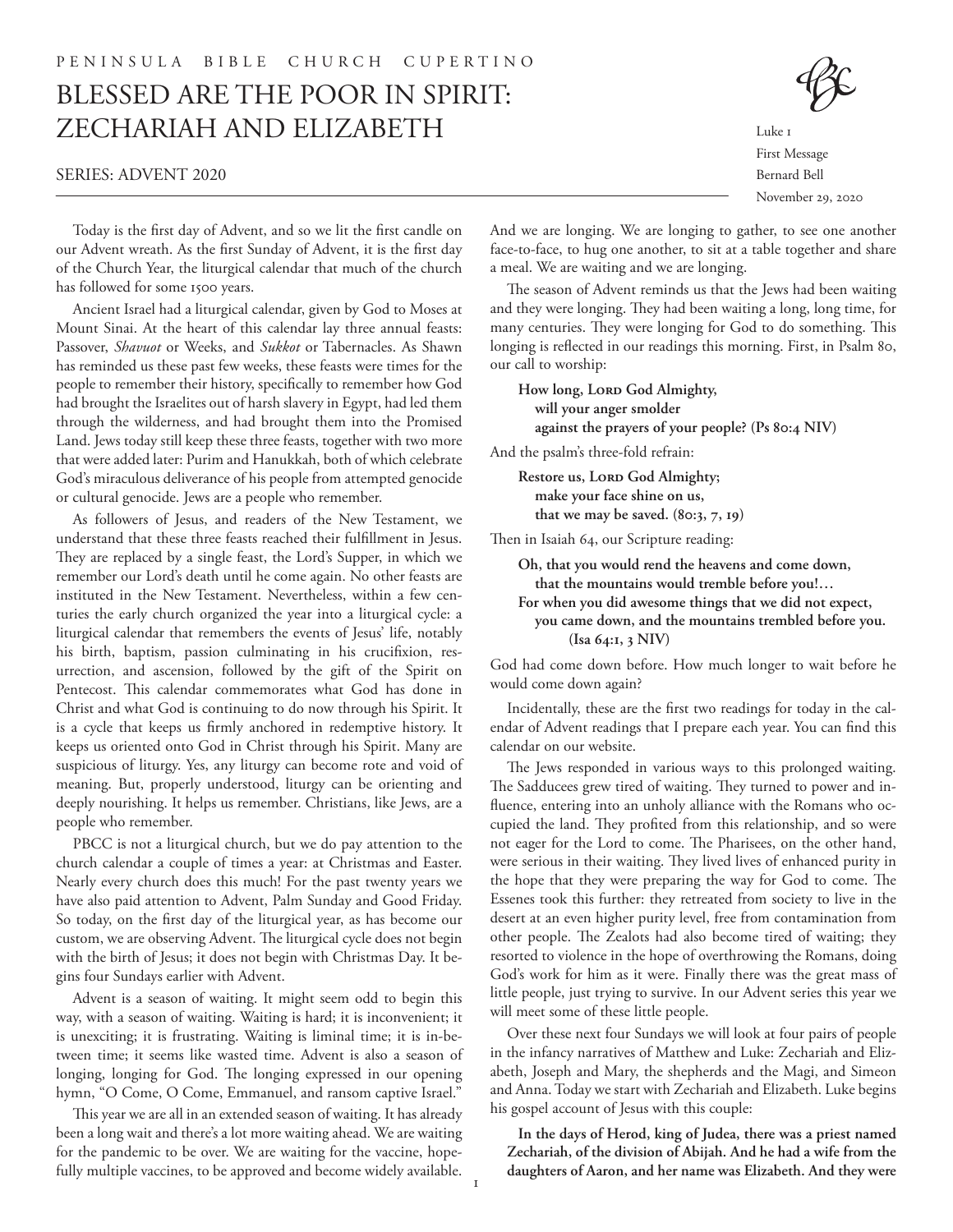PENINSULA BIBLE CHURCH CUPERTINO

# BLESSED ARE THE POOR IN SPIRIT: ZECHARIAH AND ELIZABETH

SERIES: ADVENT 2020

Luke 1
First Message
Bernard Bell
November 29, 2020

Today is the first day of Advent, and so we lit the first candle on our Advent wreath. As the first Sunday of Advent, it is the first day of the Church Year, the liturgical calendar that much of the church has followed for some 1500 years.

Ancient Israel had a liturgical calendar, given by God to Moses at Mount Sinai. At the heart of this calendar lay three annual feasts: Passover, *Shavuot* or Weeks, and *Sukkot* or Tabernacles. As Shawn has reminded us these past few weeks, these feasts were times for the people to remember their history, specifically to remember how God had brought the Israelites out of harsh slavery in Egypt, had led them through the wilderness, and had brought them into the Promised Land. Jews today still keep these three feasts, together with two more that were added later: Purim and Hanukkah, both of which celebrate God's miraculous deliverance of his people from attempted genocide or cultural genocide. Jews are a people who remember.

As followers of Jesus, and readers of the New Testament, we understand that these three feasts reached their fulfillment in Jesus. They are replaced by a single feast, the Lord's Supper, in which we remember our Lord's death until he come again. No other feasts are instituted in the New Testament. Nevertheless, within a few centuries the early church organized the year into a liturgical cycle: a liturgical calendar that remembers the events of Jesus' life, notably his birth, baptism, passion culminating in his crucifixion, resurrection, and ascension, followed by the gift of the Spirit on Pentecost. This calendar commemorates what God has done in Christ and what God is continuing to do now through his Spirit. It is a cycle that keeps us firmly anchored in redemptive history. It keeps us oriented onto God in Christ through his Spirit. Many are suspicious of liturgy. Yes, any liturgy can become rote and void of meaning. But, properly understood, liturgy can be orienting and deeply nourishing. It helps us remember. Christians, like Jews, are a people who remember.

PBCC is not a liturgical church, but we do pay attention to the church calendar a couple of times a year: at Christmas and Easter. Nearly every church does this much! For the past twenty years we have also paid attention to Advent, Palm Sunday and Good Friday. So today, on the first day of the liturgical year, as has become our custom, we are observing Advent. The liturgical cycle does not begin with the birth of Jesus; it does not begin with Christmas Day. It begins four Sundays earlier with Advent.

Advent is a season of waiting. It might seem odd to begin this way, with a season of waiting. Waiting is hard; it is inconvenient; it is unexciting; it is frustrating. Waiting is liminal time; it is in-between time; it seems like wasted time. Advent is also a season of longing, longing for God. The longing expressed in our opening hymn, "O Come, O Come, Emmanuel, and ransom captive Israel."

This year we are all in an extended season of waiting. It has already been a long wait and there's a lot more waiting ahead. We are waiting for the pandemic to be over. We are waiting for the vaccine, hopefully multiple vaccines, to be approved and become widely available. And we are longing. We are longing to gather, to see one another face-to-face, to hug one another, to sit at a table together and share a meal. We are waiting and we are longing.

The season of Advent reminds us that the Jews had been waiting and they were longing. They had been waiting a long, long time, for many centuries. They were longing for God to do something. This longing is reflected in our readings this morning. First, in Psalm 80, our call to worship:

> **How long, Lord God Almighty,**
> **will your anger smolder**
> **against the prayers of your people? (Ps 80:4 NIV)**

And the psalm's three-fold refrain:

> **Restore us, Lord God Almighty;**
> **make your face shine on us,**
> **that we may be saved. (80:3, 7, 19)**

Then in Isaiah 64, our Scripture reading:

> **Oh, that you would rend the heavens and come down,**
> **that the mountains would tremble before you!…**
> **For when you did awesome things that we did not expect,**
> **you came down, and the mountains trembled before you.**
> **(Isa 64:1, 3 NIV)**

God had come down before. How much longer to wait before he would come down again?

Incidentally, these are the first two readings for today in the calendar of Advent readings that I prepare each year. You can find this calendar on our website.

The Jews responded in various ways to this prolonged waiting. The Sadducees grew tired of waiting. They turned to power and influence, entering into an unholy alliance with the Romans who occupied the land. They profited from this relationship, and so were not eager for the Lord to come. The Pharisees, on the other hand, were serious in their waiting. They lived lives of enhanced purity in the hope that they were preparing the way for God to come. The Essenes took this further: they retreated from society to live in the desert at an even higher purity level, free from contamination from other people. The Zealots had also become tired of waiting; they resorted to violence in the hope of overthrowing the Romans, doing God's work for him as it were. Finally there was the great mass of little people, just trying to survive. In our Advent series this year we will meet some of these little people.

Over these next four Sundays we will look at four pairs of people in the infancy narratives of Matthew and Luke: Zechariah and Elizabeth, Joseph and Mary, the shepherds and the Magi, and Simeon and Anna. Today we start with Zechariah and Elizabeth. Luke begins his gospel account of Jesus with this couple:

> **In the days of Herod, king of Judea, there was a priest named Zechariah, of the division of Abijah. And he had a wife from the daughters of Aaron, and her name was Elizabeth. And they were**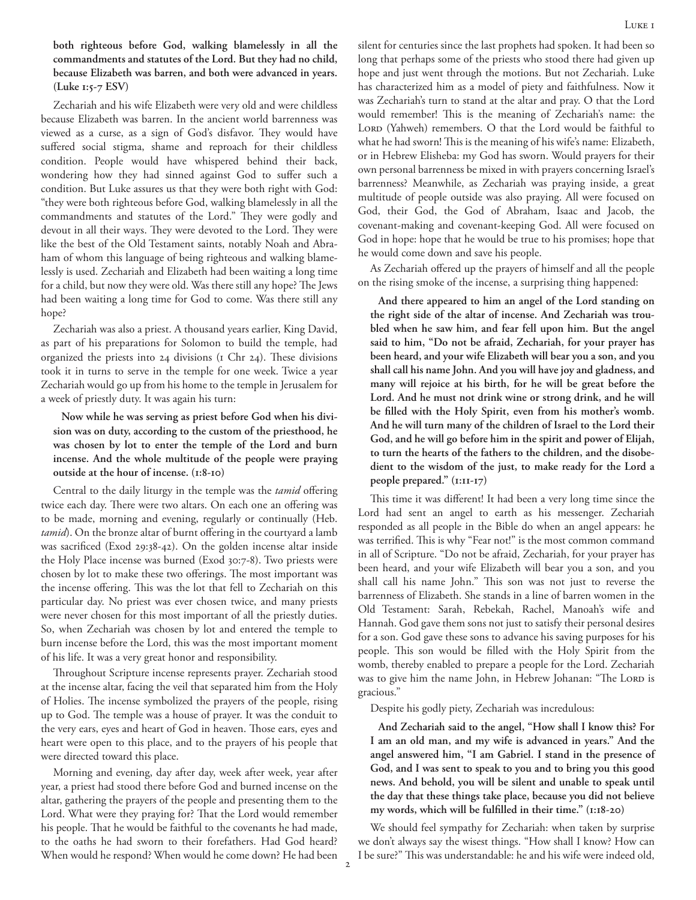**both righteous before God, walking blamelessly in all the commandments and statutes of the Lord. But they had no child, because Elizabeth was barren, and both were advanced in years. (Luke 1:5-7 ESV)**

Zechariah and his wife Elizabeth were very old and were childless because Elizabeth was barren. In the ancient world barrenness was viewed as a curse, as a sign of God's disfavor. They would have suffered social stigma, shame and reproach for their childless condition. People would have whispered behind their back, wondering how they had sinned against God to suffer such a condition. But Luke assures us that they were both right with God: "they were both righteous before God, walking blamelessly in all the commandments and statutes of the Lord." They were godly and devout in all their ways. They were devoted to the Lord. They were like the best of the Old Testament saints, notably Noah and Abraham of whom this language of being righteous and walking blamelessly is used. Zechariah and Elizabeth had been waiting a long time for a child, but now they were old. Was there still any hope? The Jews had been waiting a long time for God to come. Was there still any hope?

Zechariah was also a priest. A thousand years earlier, King David, as part of his preparations for Solomon to build the temple, had organized the priests into 24 divisions (1 Chr 24). These divisions took it in turns to serve in the temple for one week. Twice a year Zechariah would go up from his home to the temple in Jerusalem for a week of priestly duty. It was again his turn:

> **Now while he was serving as priest before God when his division was on duty, according to the custom of the priesthood, he was chosen by lot to enter the temple of the Lord and burn incense. And the whole multitude of the people were praying outside at the hour of incense. (1:8-10)**

Central to the daily liturgy in the temple was the *tamid* offering twice each day. There were two altars. On each one an offering was to be made, morning and evening, regularly or continually (Heb. *tamid*). On the bronze altar of burnt offering in the courtyard a lamb was sacrificed (Exod 29:38-42). On the golden incense altar inside the Holy Place incense was burned (Exod 30:7-8). Two priests were chosen by lot to make these two offerings. The most important was the incense offering. This was the lot that fell to Zechariah on this particular day. No priest was ever chosen twice, and many priests were never chosen for this most important of all the priestly duties. So, when Zechariah was chosen by lot and entered the temple to burn incense before the Lord, this was the most important moment of his life. It was a very great honor and responsibility.

Throughout Scripture incense represents prayer. Zechariah stood at the incense altar, facing the veil that separated him from the Holy of Holies. The incense symbolized the prayers of the people, rising up to God. The temple was a house of prayer. It was the conduit to the very ears, eyes and heart of God in heaven. Those ears, eyes and heart were open to this place, and to the prayers of his people that were directed toward this place.

Morning and evening, day after day, week after week, year after year, a priest had stood there before God and burned incense on the altar, gathering the prayers of the people and presenting them to the Lord. What were they praying for? That the Lord would remember his people. That he would be faithful to the covenants he had made, to the oaths he had sworn to their forefathers. Had God heard? When would he respond? When would he come down? He had been silent for centuries since the last prophets had spoken. It had been so long that perhaps some of the priests who stood there had given up hope and just went through the motions. But not Zechariah. Luke has characterized him as a model of piety and faithfulness. Now it was Zechariah's turn to stand at the altar and pray. O that the Lord would remember! This is the meaning of Zechariah's name: the LORD (Yahweh) remembers. O that the Lord would be faithful to what he had sworn! This is the meaning of his wife's name: Elizabeth, or in Hebrew Elisheba: my God has sworn. Would prayers for their own personal barrenness be mixed in with prayers concerning Israel's barrenness? Meanwhile, as Zechariah was praying inside, a great multitude of people outside was also praying. All were focused on God, their God, the God of Abraham, Isaac and Jacob, the covenant-making and covenant-keeping God. All were focused on God in hope: hope that he would be true to his promises; hope that he would come down and save his people.

As Zechariah offered up the prayers of himself and all the people on the rising smoke of the incense, a surprising thing happened:

> **And there appeared to him an angel of the Lord standing on the right side of the altar of incense. And Zechariah was troubled when he saw him, and fear fell upon him. But the angel said to him, "Do not be afraid, Zechariah, for your prayer has been heard, and your wife Elizabeth will bear you a son, and you shall call his name John. And you will have joy and gladness, and many will rejoice at his birth, for he will be great before the Lord. And he must not drink wine or strong drink, and he will be filled with the Holy Spirit, even from his mother's womb. And he will turn many of the children of Israel to the Lord their God, and he will go before him in the spirit and power of Elijah, to turn the hearts of the fathers to the children, and the disobedient to the wisdom of the just, to make ready for the Lord a people prepared." (1:11-17)**

This time it was different! It had been a very long time since the Lord had sent an angel to earth as his messenger. Zechariah responded as all people in the Bible do when an angel appears: he was terrified. This is why "Fear not!" is the most common command in all of Scripture. "Do not be afraid, Zechariah, for your prayer has been heard, and your wife Elizabeth will bear you a son, and you shall call his name John." This son was not just to reverse the barrenness of Elizabeth. She stands in a line of barren women in the Old Testament: Sarah, Rebekah, Rachel, Manoah's wife and Hannah. God gave them sons not just to satisfy their personal desires for a son. God gave these sons to advance his saving purposes for his people. This son would be filled with the Holy Spirit from the womb, thereby enabled to prepare a people for the Lord. Zechariah was to give him the name John, in Hebrew Johanan: "The LORD is gracious."

Despite his godly piety, Zechariah was incredulous:

> **And Zechariah said to the angel, "How shall I know this? For I am an old man, and my wife is advanced in years." And the angel answered him, "I am Gabriel. I stand in the presence of God, and I was sent to speak to you and to bring you this good news. And behold, you will be silent and unable to speak until the day that these things take place, because you did not believe my words, which will be fulfilled in their time." (1:18-20)**

We should feel sympathy for Zechariah: when taken by surprise we don't always say the wisest things. "How shall I know? How can I be sure?" This was understandable: he and his wife were indeed old,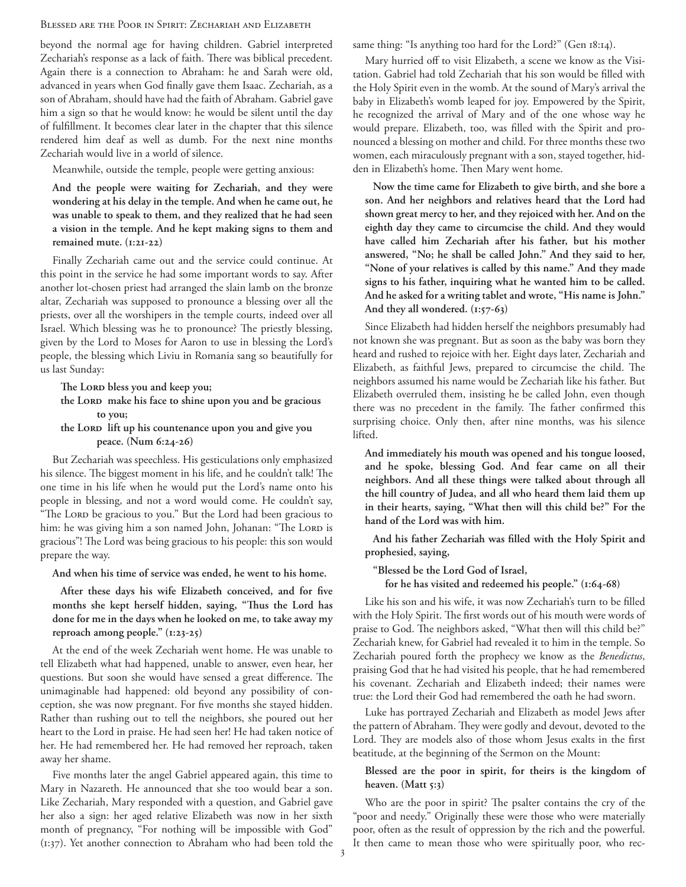beyond the normal age for having children. Gabriel interpreted Zechariah's response as a lack of faith. There was biblical precedent. Again there is a connection to Abraham: he and Sarah were old, advanced in years when God finally gave them Isaac. Zechariah, as a son of Abraham, should have had the faith of Abraham. Gabriel gave him a sign so that he would know: he would be silent until the day of fulfillment. It becomes clear later in the chapter that this silence rendered him deaf as well as dumb. For the next nine months Zechariah would live in a world of silence.

Meanwhile, outside the temple, people were getting anxious:

> **And the people were waiting for Zechariah, and they were wondering at his delay in the temple. And when he came out, he was unable to speak to them, and they realized that he had seen a vision in the temple. And he kept making signs to them and remained mute. (1:21-22)**

Finally Zechariah came out and the service could continue. At this point in the service he had some important words to say. After another lot-chosen priest had arranged the slain lamb on the bronze altar, Zechariah was supposed to pronounce a blessing over all the priests, over all the worshipers in the temple courts, indeed over all Israel. Which blessing was he to pronounce? The priestly blessing, given by the Lord to Moses for Aaron to use in blessing the Lord's people, the blessing which Liviu in Romania sang so beautifully for us last Sunday:

> **The Lord bless you and keep you;**
> **the Lord make his face to shine upon you and be gracious to you;**
> **the Lord lift up his countenance upon you and give you peace. (Num 6:24-26)**

But Zechariah was speechless. His gesticulations only emphasized his silence. The biggest moment in his life, and he couldn't talk! The one time in his life when he would put the Lord's name onto his people in blessing, and not a word would come. He couldn't say, "The Lord be gracious to you." But the Lord had been gracious to him: he was giving him a son named John, Johanan: "The Lord is gracious"! The Lord was being gracious to his people: this son would prepare the way.

> **And when his time of service was ended, he went to his home.**
>
> **After these days his wife Elizabeth conceived, and for five months she kept herself hidden, saying, "Thus the Lord has done for me in the days when he looked on me, to take away my reproach among people." (1:23-25)**

At the end of the week Zechariah went home. He was unable to tell Elizabeth what had happened, unable to answer, even hear, her questions. But soon she would have sensed a great difference. The unimaginable had happened: old beyond any possibility of conception, she was now pregnant. For five months she stayed hidden. Rather than rushing out to tell the neighbors, she poured out her heart to the Lord in praise. He had seen her! He had taken notice of her. He had remembered her. He had removed her reproach, taken away her shame.

Five months later the angel Gabriel appeared again, this time to Mary in Nazareth. He announced that she too would bear a son. Like Zechariah, Mary responded with a question, and Gabriel gave her also a sign: her aged relative Elizabeth was now in her sixth month of pregnancy, "For nothing will be impossible with God" (1:37). Yet another connection to Abraham who had been told the same thing: "Is anything too hard for the Lord?" (Gen 18:14).

Mary hurried off to visit Elizabeth, a scene we know as the Visitation. Gabriel had told Zechariah that his son would be filled with the Holy Spirit even in the womb. At the sound of Mary's arrival the baby in Elizabeth's womb leaped for joy. Empowered by the Spirit, he recognized the arrival of Mary and of the one whose way he would prepare. Elizabeth, too, was filled with the Spirit and pronounced a blessing on mother and child. For three months these two women, each miraculously pregnant with a son, stayed together, hidden in Elizabeth's home. Then Mary went home.

> **Now the time came for Elizabeth to give birth, and she bore a son. And her neighbors and relatives heard that the Lord had shown great mercy to her, and they rejoiced with her. And on the eighth day they came to circumcise the child. And they would have called him Zechariah after his father, but his mother answered, "No; he shall be called John." And they said to her, "None of your relatives is called by this name." And they made signs to his father, inquiring what he wanted him to be called. And he asked for a writing tablet and wrote, "His name is John." And they all wondered. (1:57-63)**

Since Elizabeth had hidden herself the neighbors presumably had not known she was pregnant. But as soon as the baby was born they heard and rushed to rejoice with her. Eight days later, Zechariah and Elizabeth, as faithful Jews, prepared to circumcise the child. The neighbors assumed his name would be Zechariah like his father. But Elizabeth overruled them, insisting he be called John, even though there was no precedent in the family. The father confirmed this surprising choice. Only then, after nine months, was his silence lifted.

> **And immediately his mouth was opened and his tongue loosed, and he spoke, blessing God. And fear came on all their neighbors. And all these things were talked about through all the hill country of Judea, and all who heard them laid them up in their hearts, saying, "What then will this child be?" For the hand of the Lord was with him.**
>
> **And his father Zechariah was filled with the Holy Spirit and prophesied, saying,**
>
> **"Blessed be the Lord God of Israel,**
> **for he has visited and redeemed his people." (1:64-68)**

Like his son and his wife, it was now Zechariah's turn to be filled with the Holy Spirit. The first words out of his mouth were words of praise to God. The neighbors asked, "What then will this child be?" Zechariah knew, for Gabriel had revealed it to him in the temple. So Zechariah poured forth the prophecy we know as the *Benedictus*, praising God that he had visited his people, that he had remembered his covenant. Zechariah and Elizabeth indeed; their names were true: the Lord their God had remembered the oath he had sworn.

Luke has portrayed Zechariah and Elizabeth as model Jews after the pattern of Abraham. They were godly and devout, devoted to the Lord. They are models also of those whom Jesus exalts in the first beatitude, at the beginning of the Sermon on the Mount:

> **Blessed are the poor in spirit, for theirs is the kingdom of heaven. (Matt 5:3)**

Who are the poor in spirit? The psalter contains the cry of the "poor and needy." Originally these were those who were materially poor, often as the result of oppression by the rich and the powerful. It then came to mean those who were spiritually poor, who rec-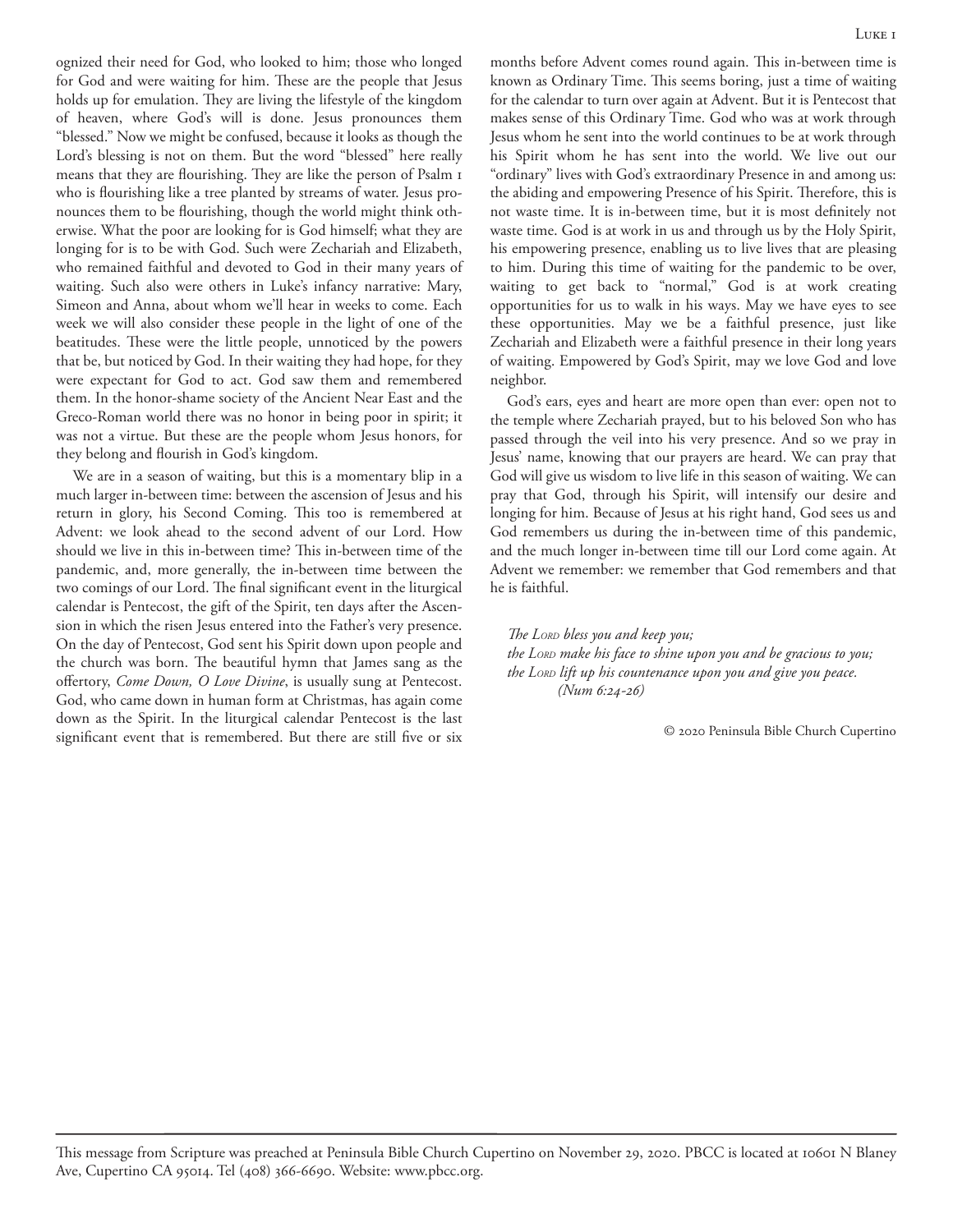ognized their need for God, who looked to him; those who longed for God and were waiting for him. These are the people that Jesus holds up for emulation. They are living the lifestyle of the kingdom of heaven, where God's will is done. Jesus pronounces them "blessed." Now we might be confused, because it looks as though the Lord's blessing is not on them. But the word "blessed" here really means that they are flourishing. They are like the person of Psalm 1 who is flourishing like a tree planted by streams of water. Jesus pronounces them to be flourishing, though the world might think otherwise. What the poor are looking for is God himself; what they are longing for is to be with God. Such were Zechariah and Elizabeth, who remained faithful and devoted to God in their many years of waiting. Such also were others in Luke's infancy narrative: Mary, Simeon and Anna, about whom we'll hear in weeks to come. Each week we will also consider these people in the light of one of the beatitudes. These were the little people, unnoticed by the powers that be, but noticed by God. In their waiting they had hope, for they were expectant for God to act. God saw them and remembered them. In the honor-shame society of the Ancient Near East and the Greco-Roman world there was no honor in being poor in spirit; it was not a virtue. But these are the people whom Jesus honors, for they belong and flourish in God's kingdom.

We are in a season of waiting, but this is a momentary blip in a much larger in-between time: between the ascension of Jesus and his return in glory, his Second Coming. This too is remembered at Advent: we look ahead to the second advent of our Lord. How should we live in this in-between time? This in-between time of the pandemic, and, more generally, the in-between time between the two comings of our Lord. The final significant event in the liturgical calendar is Pentecost, the gift of the Spirit, ten days after the Ascension in which the risen Jesus entered into the Father's very presence. On the day of Pentecost, God sent his Spirit down upon people and the church was born. The beautiful hymn that James sang as the offertory, *Come Down, O Love Divine*, is usually sung at Pentecost. God, who came down in human form at Christmas, has again come down as the Spirit. In the liturgical calendar Pentecost is the last significant event that is remembered. But there are still five or six months before Advent comes round again. This in-between time is known as Ordinary Time. This seems boring, just a time of waiting for the calendar to turn over again at Advent. But it is Pentecost that makes sense of this Ordinary Time. God who was at work through Jesus whom he sent into the world continues to be at work through his Spirit whom he has sent into the world. We live out our "ordinary" lives with God's extraordinary Presence in and among us: the abiding and empowering Presence of his Spirit. Therefore, this is not waste time. It is in-between time, but it is most definitely not waste time. God is at work in us and through us by the Holy Spirit, his empowering presence, enabling us to live lives that are pleasing to him. During this time of waiting for the pandemic to be over, waiting to get back to "normal," God is at work creating opportunities for us to walk in his ways. May we have eyes to see these opportunities. May we be a faithful presence, just like Zechariah and Elizabeth were a faithful presence in their long years of waiting. Empowered by God's Spirit, may we love God and love neighbor.

God's ears, eyes and heart are more open than ever: open not to the temple where Zechariah prayed, but to his beloved Son who has passed through the veil into his very presence. And so we pray in Jesus' name, knowing that our prayers are heard. We can pray that God will give us wisdom to live life in this season of waiting. We can pray that God, through his Spirit, will intensify our desire and longing for him. Because of Jesus at his right hand, God sees us and God remembers us during the in-between time of this pandemic, and the much longer in-between time till our Lord come again. At Advent we remember: we remember that God remembers and that he is faithful.

*The Lord bless you and keep you;*
*the Lord make his face to shine upon you and be gracious to you;*
*the Lord lift up his countenance upon you and give you peace.*
*(Num 6:24-26)*

© 2020 Peninsula Bible Church Cupertino

This message from Scripture was preached at Peninsula Bible Church Cupertino on November 29, 2020. PBCC is located at 10601 N Blaney Ave, Cupertino CA 95014. Tel (408) 366-6690. Website: www.pbcc.org.